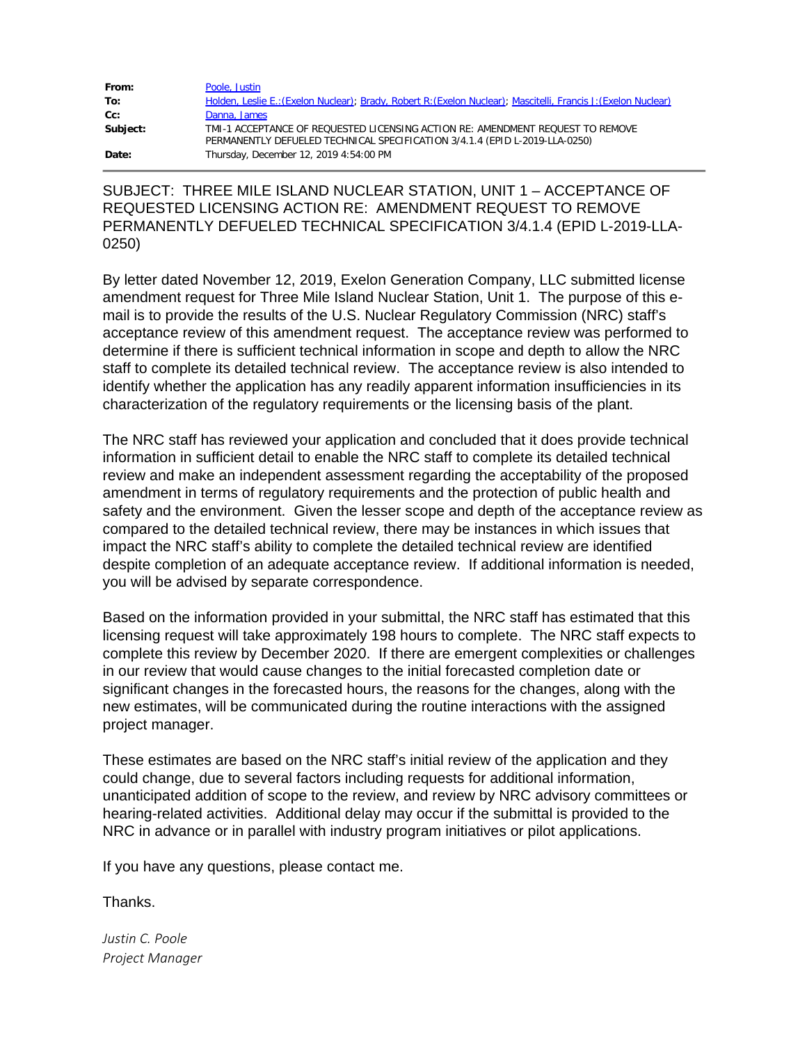| | |
|---|---|
| **From:** | Poole, Justin |
| **To:** | Holden, Leslie E.:(Exelon Nuclear); Brady, Robert R:(Exelon Nuclear); Mascitelli, Francis J:(Exelon Nuclear) |
| **Cc:** | Danna, James |
| **Subject:** | TMI-1 ACCEPTANCE OF REQUESTED LICENSING ACTION RE: AMENDMENT REQUEST TO REMOVE PERMANENTLY DEFUELED TECHNICAL SPECIFICATION 3/4.1.4 (EPID L-2019-LLA-0250) |
| **Date:** | Thursday, December 12, 2019 4:54:00 PM |

SUBJECT: THREE MILE ISLAND NUCLEAR STATION, UNIT 1 – ACCEPTANCE OF REQUESTED LICENSING ACTION RE: AMENDMENT REQUEST TO REMOVE PERMANENTLY DEFUELED TECHNICAL SPECIFICATION 3/4.1.4 (EPID L-2019-LLA-0250)

By letter dated November 12, 2019, Exelon Generation Company, LLC submitted license amendment request for Three Mile Island Nuclear Station, Unit 1. The purpose of this e-mail is to provide the results of the U.S. Nuclear Regulatory Commission (NRC) staff's acceptance review of this amendment request. The acceptance review was performed to determine if there is sufficient technical information in scope and depth to allow the NRC staff to complete its detailed technical review. The acceptance review is also intended to identify whether the application has any readily apparent information insufficiencies in its characterization of the regulatory requirements or the licensing basis of the plant.

The NRC staff has reviewed your application and concluded that it does provide technical information in sufficient detail to enable the NRC staff to complete its detailed technical review and make an independent assessment regarding the acceptability of the proposed amendment in terms of regulatory requirements and the protection of public health and safety and the environment. Given the lesser scope and depth of the acceptance review as compared to the detailed technical review, there may be instances in which issues that impact the NRC staff's ability to complete the detailed technical review are identified despite completion of an adequate acceptance review. If additional information is needed, you will be advised by separate correspondence.

Based on the information provided in your submittal, the NRC staff has estimated that this licensing request will take approximately 198 hours to complete. The NRC staff expects to complete this review by December 2020. If there are emergent complexities or challenges in our review that would cause changes to the initial forecasted completion date or significant changes in the forecasted hours, the reasons for the changes, along with the new estimates, will be communicated during the routine interactions with the assigned project manager.

These estimates are based on the NRC staff's initial review of the application and they could change, due to several factors including requests for additional information, unanticipated addition of scope to the review, and review by NRC advisory committees or hearing-related activities. Additional delay may occur if the submittal is provided to the NRC in advance or in parallel with industry program initiatives or pilot applications.

If you have any questions, please contact me.

Thanks.

*Justin C. Poole*
*Project Manager*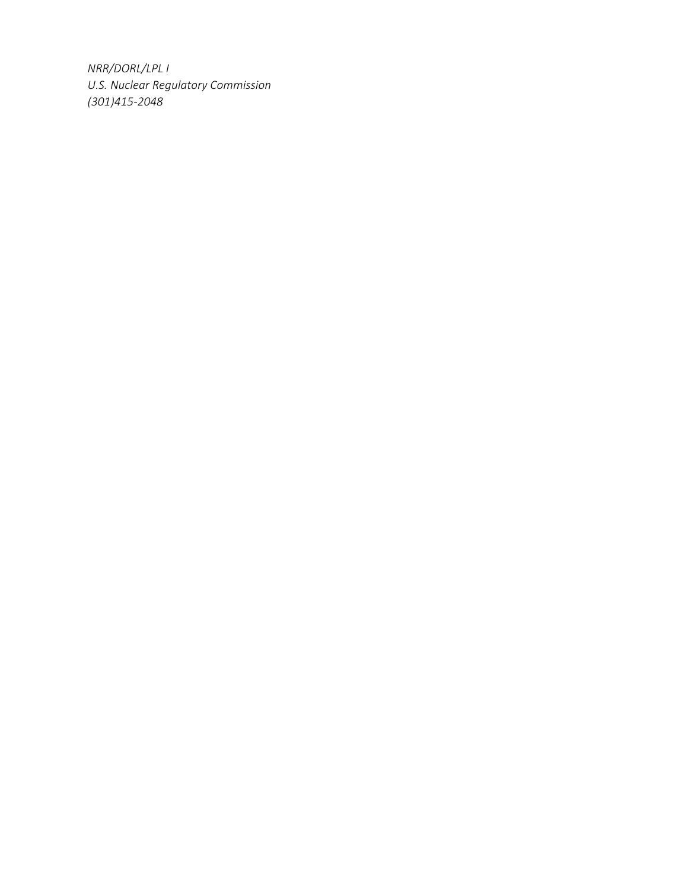*NRR/DORL/LPL I*
*U.S. Nuclear Regulatory Commission*
*(301)415-2048*